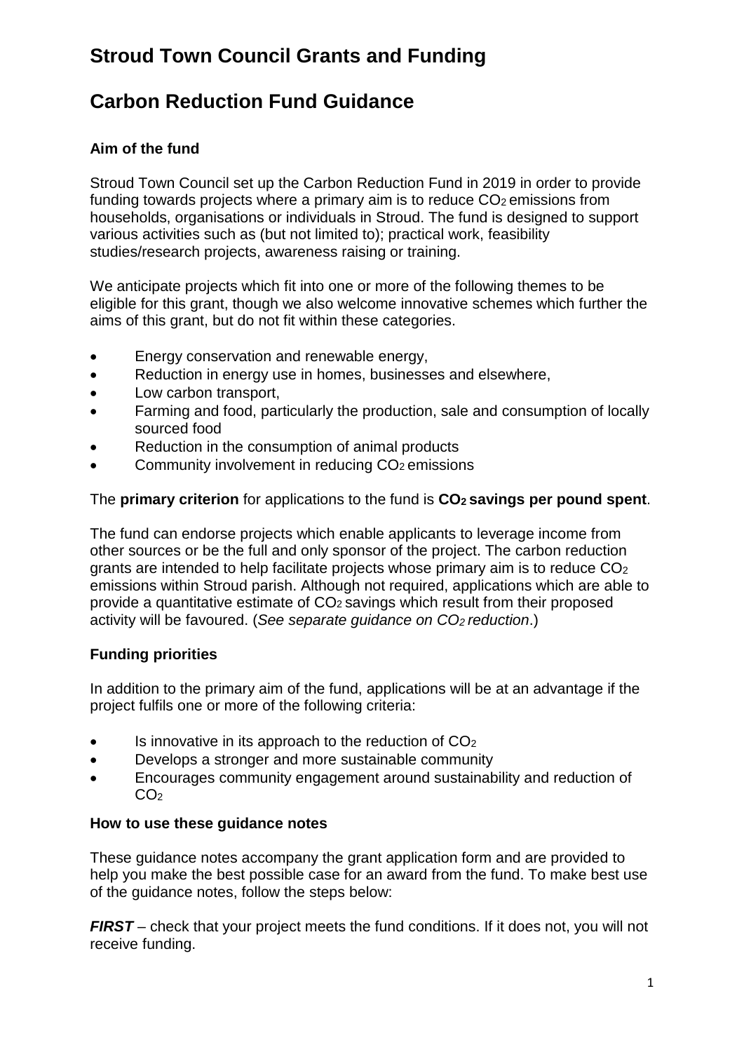# Stroud Town Council Grants and Funding

# Carbon Reduction Fund Guidance

### Aim of the fund

Stroud Town Council set up the Carbon Reduction Fund in 2019 in order to provide funding towards projects where a primary aim is to reduce $CO_2$ emissions from households, organisations or individuals in Stroud. The fund is designed to support various activities such as (but not limited to); practical work, feasibility studies/research projects, awareness raising or training.

We anticipate projects which fit into one or more of the following themes to be eligible for this grant, though we also welcome innovative schemes which further the aims of this grant, but do not fit within these categories.

- Energy conservation and renewable energy,
- Reduction in energy use in homes, businesses and elsewhere,
- Low carbon transport,
- Farming and food, particularly the production, sale and consumption of locally sourced food
- Reduction in the consumption of animal products
- Community involvement in reducing $CO_2$ emissions

The **primary criterion** for applications to the fund is **$CO_2$ savings per pound spent**.

The fund can endorse projects which enable applicants to leverage income from other sources or be the full and only sponsor of the project. The carbon reduction grants are intended to help facilitate projects whose primary aim is to reduce $CO_2$ emissions within Stroud parish. Although not required, applications which are able to provide a quantitative estimate of $CO_2$ savings which result from their proposed activity will be favoured. (*See separate guidance on $CO_2$ reduction*.)

### Funding priorities

In addition to the primary aim of the fund, applications will be at an advantage if the project fulfils one or more of the following criteria:

- Is innovative in its approach to the reduction of $CO_2$
- Develops a stronger and more sustainable community
- Encourages community engagement around sustainability and reduction of $CO_2$

### How to use these guidance notes

These guidance notes accompany the grant application form and are provided to help you make the best possible case for an award from the fund. To make best use of the guidance notes, follow the steps below:

***FIRST*** – check that your project meets the fund conditions. If it does not, you will not receive funding.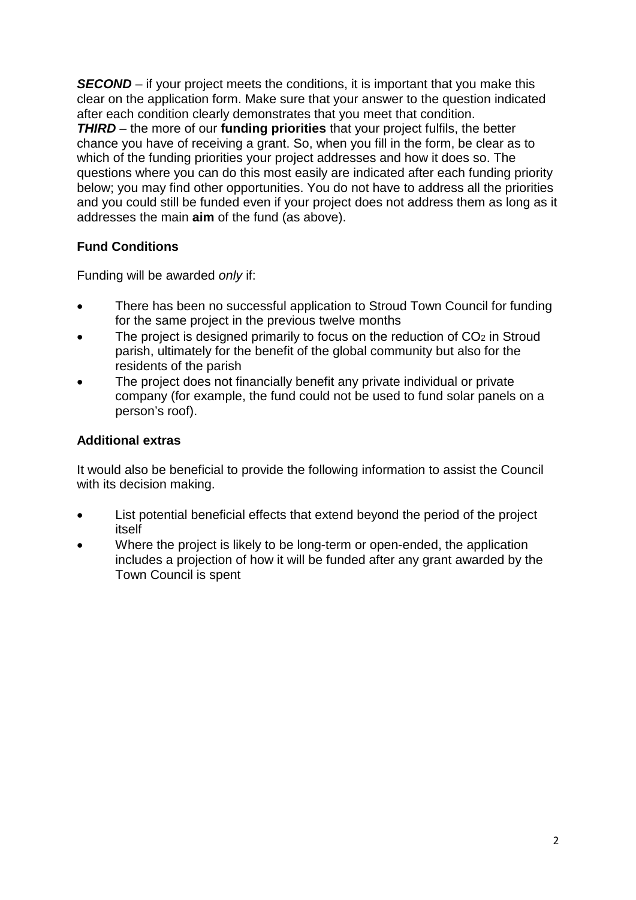***SECOND*** – if your project meets the conditions, it is important that you make this clear on the application form. Make sure that your answer to the question indicated after each condition clearly demonstrates that you meet that condition.
***THIRD*** – the more of our **funding priorities** that your project fulfils, the better chance you have of receiving a grant. So, when you fill in the form, be clear as to which of the funding priorities your project addresses and how it does so. The questions where you can do this most easily are indicated after each funding priority below; you may find other opportunities. You do not have to address all the priorities and you could still be funded even if your project does not address them as long as it addresses the main **aim** of the fund (as above).

**Fund Conditions**

Funding will be awarded *only* if:

- There has been no successful application to Stroud Town Council for funding for the same project in the previous twelve months
- The project is designed primarily to focus on the reduction of $CO_2$ in Stroud parish, ultimately for the benefit of the global community but also for the residents of the parish
- The project does not financially benefit any private individual or private company (for example, the fund could not be used to fund solar panels on a person's roof).

**Additional extras**

It would also be beneficial to provide the following information to assist the Council with its decision making.

- List potential beneficial effects that extend beyond the period of the project itself
- Where the project is likely to be long-term or open-ended, the application includes a projection of how it will be funded after any grant awarded by the Town Council is spent